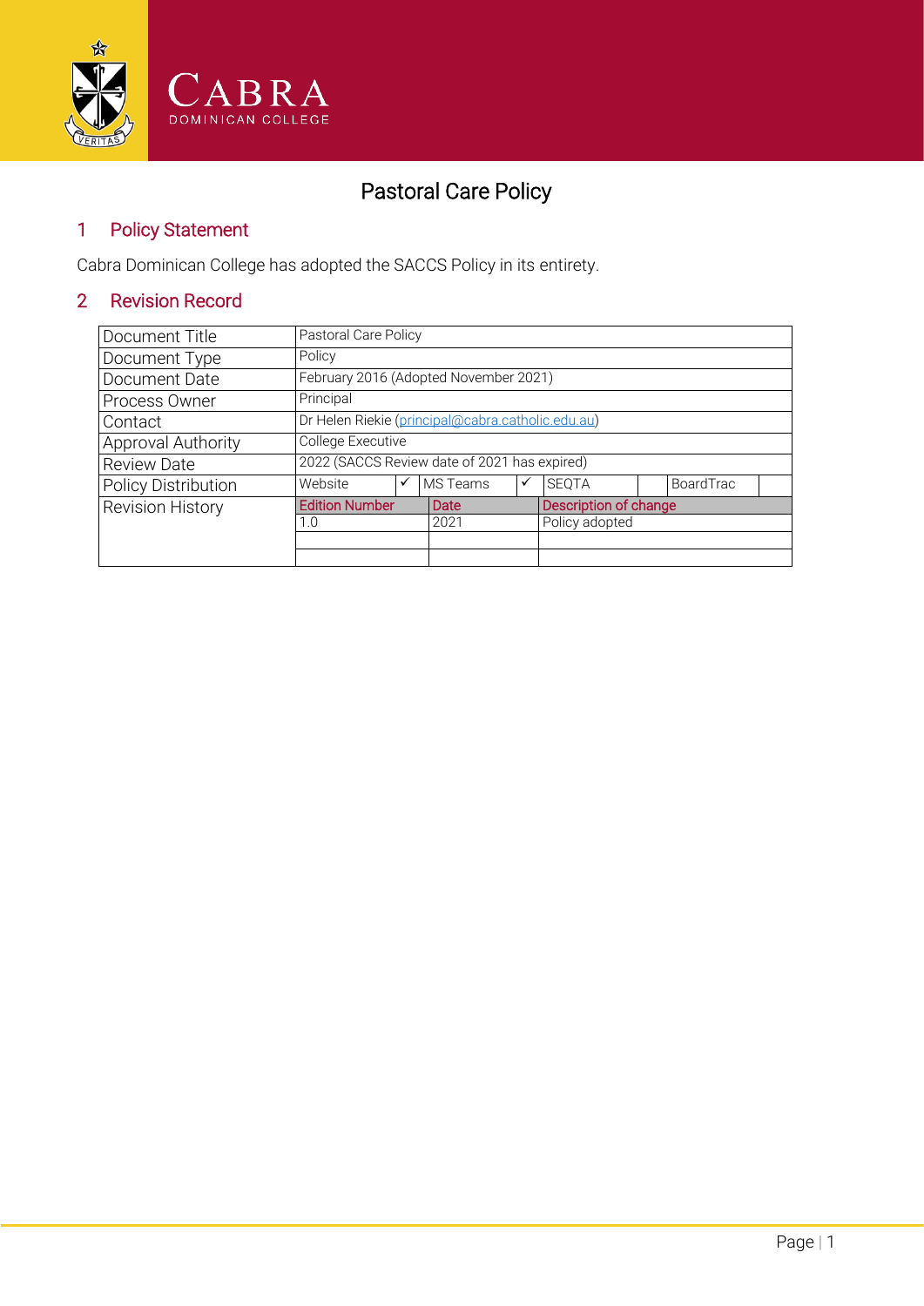# Pastoral Care Policy

## 1 Policy Statement

Cabra Dominican College has adopted the SACCS Policy in its entirety.

## 2 Revision Record

| Document Title | Pastoral Care Policy | | | | | | | |
|---|---|---|---|---|---|---|---|---|
| Document Type | Policy | | | | | | | |
| Document Date | February 2016 (Adopted November 2021) | | | | | | | |
| Process Owner | Principal | | | | | | | |
| Contact | Dr Helen Riekie (principal@cabra.catholic.edu.au) | | | | | | | |
| Approval Authority | College Executive | | | | | | | |
| Review Date | 2022 (SACCS Review date of 2021 has expired) | | | | | | | |
| Policy Distribution | Website | ✓ | MS Teams | ✓ | SEQTA | | BoardTrac | |
| Revision History | Edition Number | | Date | | Description of change | | | |
| | 1.0 | | 2021 | | Policy adopted | | | |
| | | | | | | | | |
| | | | | | | | | |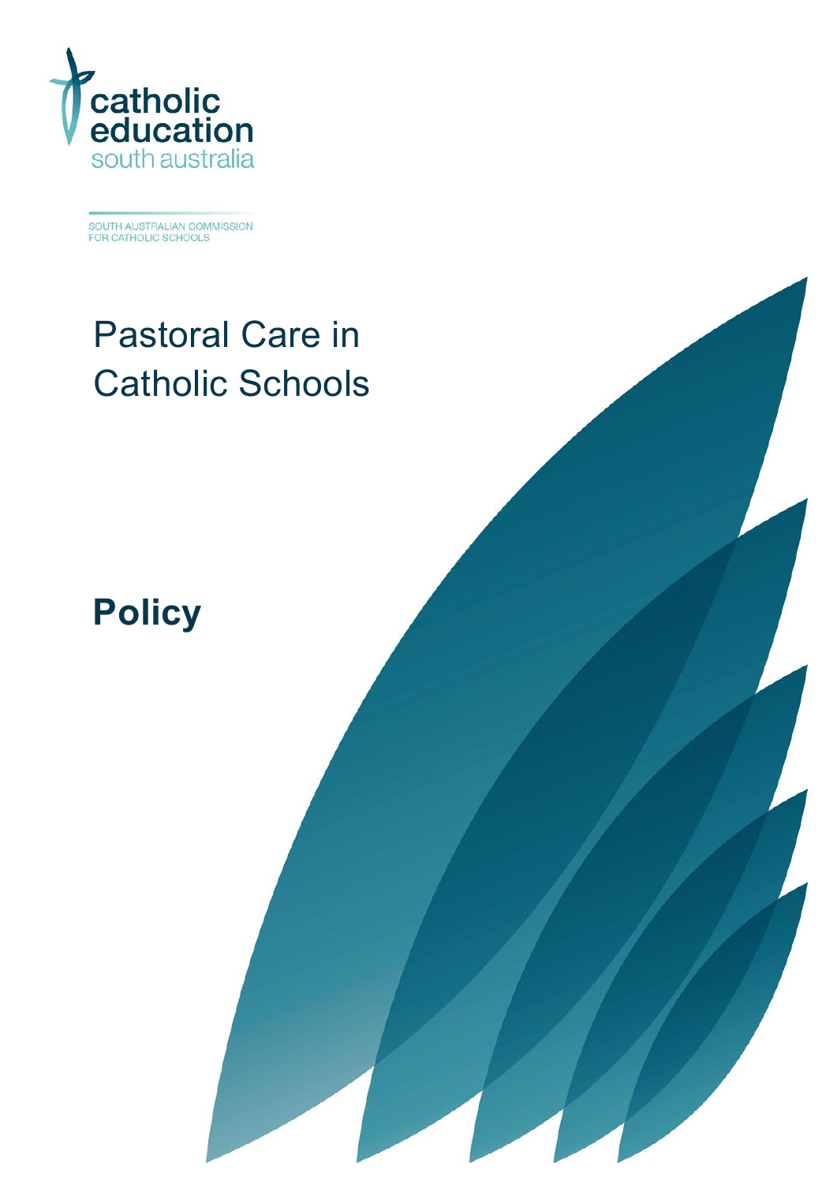catholic education south australia

SOUTH AUSTRALIAN COMMISSION FOR CATHOLIC SCHOOLS

# Pastoral Care in Catholic Schools

## **Policy**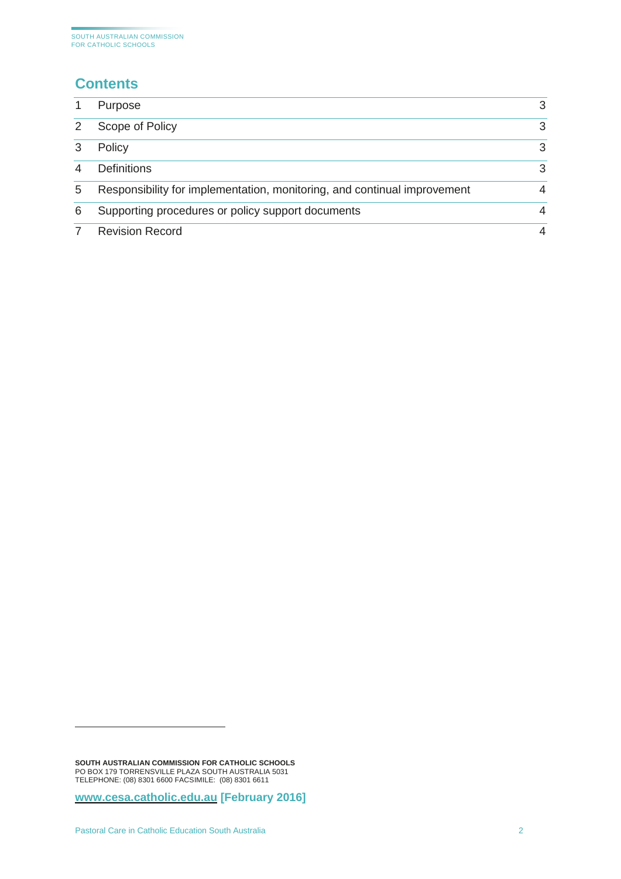## Contents

| | | |
|---|---|---|
| 1 | Purpose | 3 |
| 2 | Scope of Policy | 3 |
| 3 | Policy | 3 |
| 4 | Definitions | 3 |
| 5 | Responsibility for implementation, monitoring, and continual improvement | 4 |
| 6 | Supporting procedures or policy support documents | 4 |
| 7 | Revision Record | 4 |

**SOUTH AUSTRALIAN COMMISSION FOR CATHOLIC SCHOOLS**
PO BOX 179 TORRENSVILLE PLAZA SOUTH AUSTRALIA 5031
TELEPHONE: (08) 8301 6600 FACSIMILE: (08) 8301 6611

**www.cesa.catholic.edu.au [February 2016]**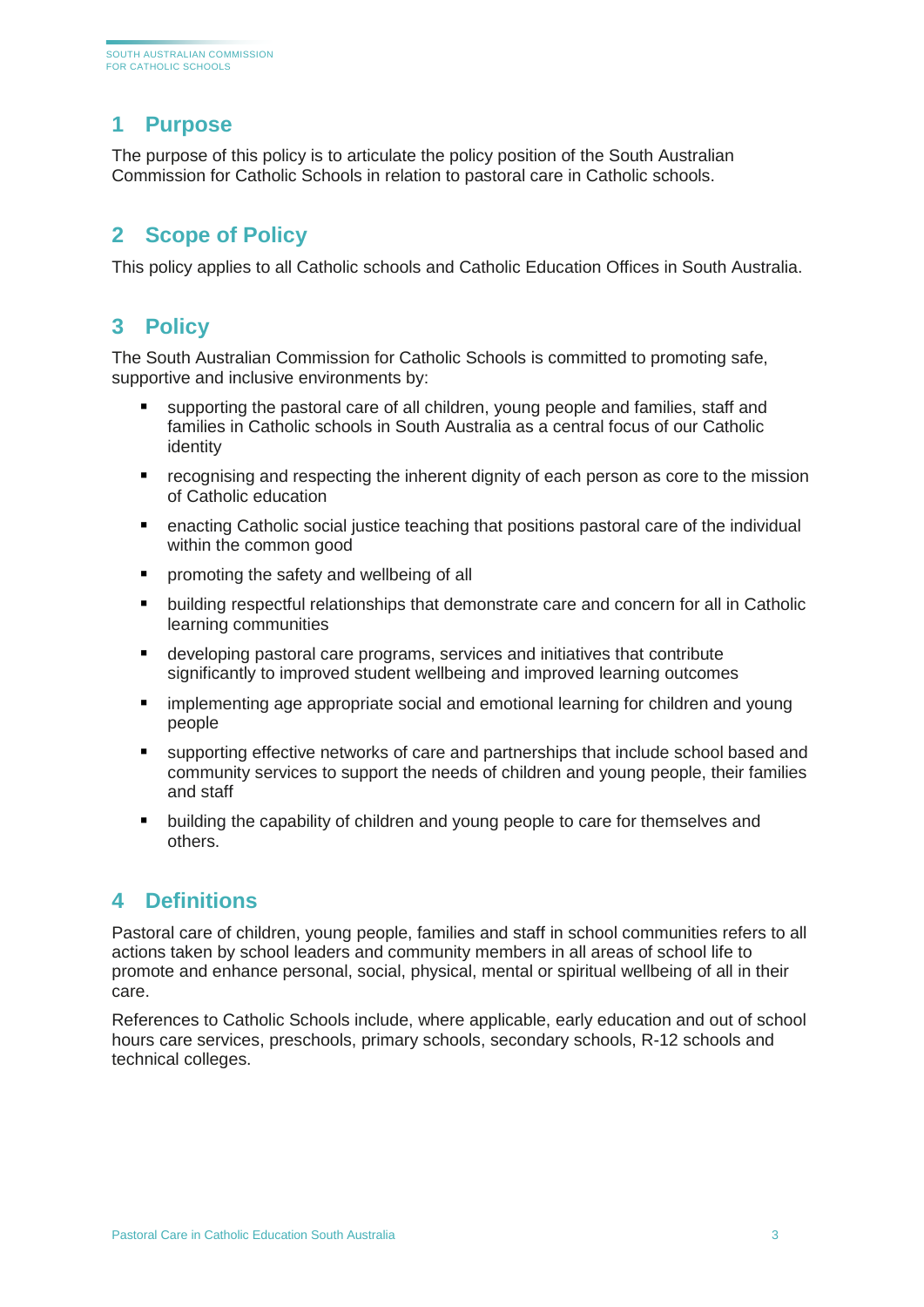## 1 Purpose

The purpose of this policy is to articulate the policy position of the South Australian Commission for Catholic Schools in relation to pastoral care in Catholic schools.

## 2 Scope of Policy

This policy applies to all Catholic schools and Catholic Education Offices in South Australia.

## 3 Policy

The South Australian Commission for Catholic Schools is committed to promoting safe, supportive and inclusive environments by:

- supporting the pastoral care of all children, young people and families, staff and families in Catholic schools in South Australia as a central focus of our Catholic identity
- recognising and respecting the inherent dignity of each person as core to the mission of Catholic education
- enacting Catholic social justice teaching that positions pastoral care of the individual within the common good
- promoting the safety and wellbeing of all
- building respectful relationships that demonstrate care and concern for all in Catholic learning communities
- developing pastoral care programs, services and initiatives that contribute significantly to improved student wellbeing and improved learning outcomes
- implementing age appropriate social and emotional learning for children and young people
- supporting effective networks of care and partnerships that include school based and community services to support the needs of children and young people, their families and staff
- building the capability of children and young people to care for themselves and others.

## 4 Definitions

Pastoral care of children, young people, families and staff in school communities refers to all actions taken by school leaders and community members in all areas of school life to promote and enhance personal, social, physical, mental or spiritual wellbeing of all in their care.

References to Catholic Schools include, where applicable, early education and out of school hours care services, preschools, primary schools, secondary schools, R-12 schools and technical colleges.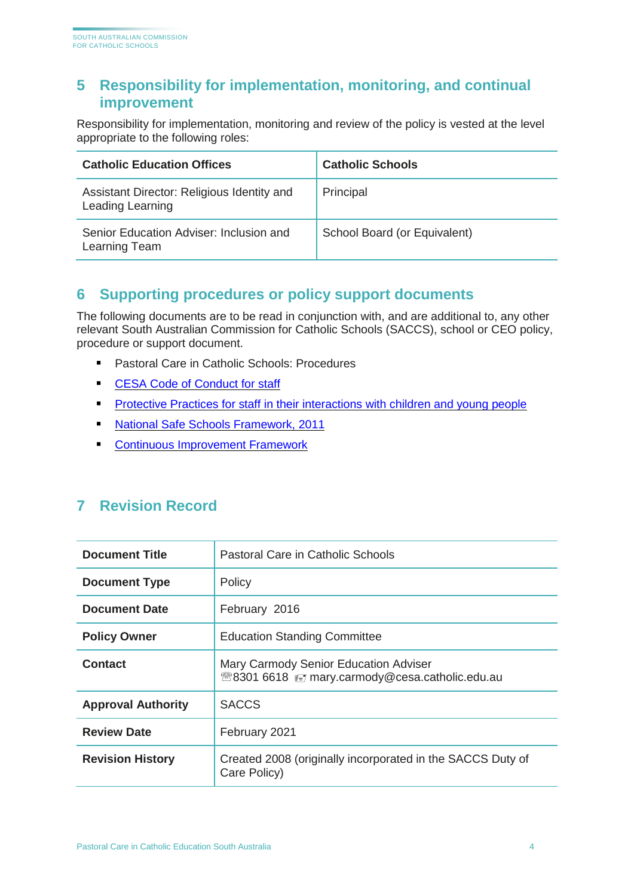## 5 Responsibility for implementation, monitoring, and continual improvement

Responsibility for implementation, monitoring and review of the policy is vested at the level appropriate to the following roles:

| Catholic Education Offices | Catholic Schools |
|---|---|
| Assistant Director: Religious Identity and Leading Learning | Principal |
| Senior Education Adviser: Inclusion and Learning Team | School Board (or Equivalent) |

## 6 Supporting procedures or policy support documents

The following documents are to be read in conjunction with, and are additional to, any other relevant South Australian Commission for Catholic Schools (SACCS), school or CEO policy, procedure or support document.

- Pastoral Care in Catholic Schools: Procedures
- CESA Code of Conduct for staff
- Protective Practices for staff in their interactions with children and young people
- National Safe Schools Framework, 2011
- Continuous Improvement Framework

## 7 Revision Record

| | |
|---|---|
| **Document Title** | Pastoral Care in Catholic Schools |
| **Document Type** | Policy |
| **Document Date** | February 2016 |
| **Policy Owner** | Education Standing Committee |
| **Contact** | Mary Carmody Senior Education Adviser ☏8301 6618 mary.carmody@cesa.catholic.edu.au |
| **Approval Authority** | SACCS |
| **Review Date** | February 2021 |
| **Revision History** | Created 2008 (originally incorporated in the SACCS Duty of Care Policy) |